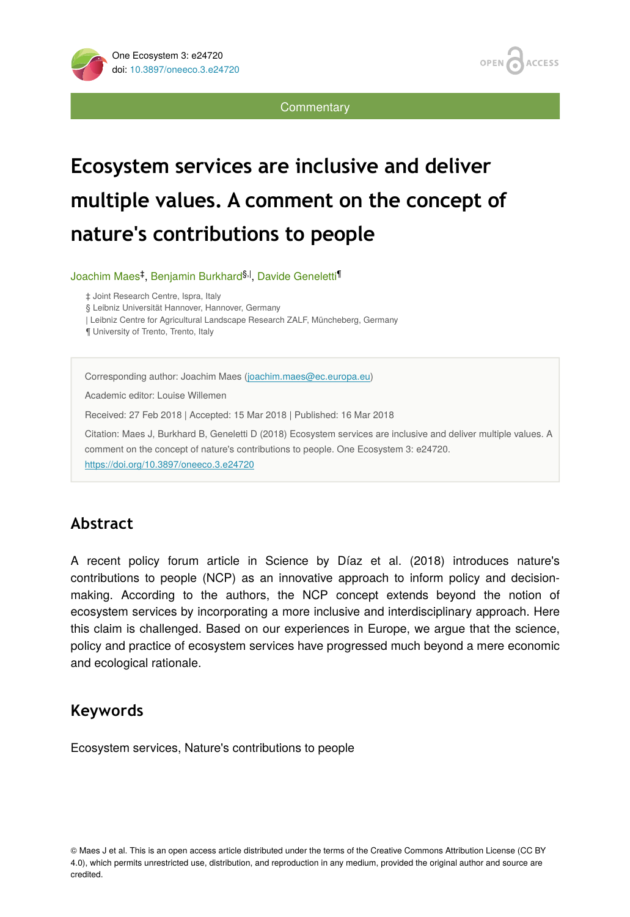Commentary

# Ecosystem services are inclusive and deliver multiple values. A comment on the concept of nature's contributions to people

Joachim Maes[‡], Benjamin Burkhard[§,|], Davide Geneletti[¶]

‡ Joint Research Centre, Ispra, Italy
§ Leibniz Universität Hannover, Hannover, Germany
| Leibniz Centre for Agricultural Landscape Research ZALF, Müncheberg, Germany
¶ University of Trento, Trento, Italy

Corresponding author: Joachim Maes (joachim.maes@ec.europa.eu)

Academic editor: Louise Willemen

Received: 27 Feb 2018 | Accepted: 15 Mar 2018 | Published: 16 Mar 2018

Citation: Maes J, Burkhard B, Geneletti D (2018) Ecosystem services are inclusive and deliver multiple values. A comment on the concept of nature's contributions to people. One Ecosystem 3: e24720. https://doi.org/10.3897/oneeco.3.e24720

## Abstract

A recent policy forum article in Science by Díaz et al. (2018) introduces nature's contributions to people (NCP) as an innovative approach to inform policy and decision-making. According to the authors, the NCP concept extends beyond the notion of ecosystem services by incorporating a more inclusive and interdisciplinary approach. Here this claim is challenged. Based on our experiences in Europe, we argue that the science, policy and practice of ecosystem services have progressed much beyond a mere economic and ecological rationale.

## Keywords

Ecosystem services, Nature's contributions to people

© Maes J et al. This is an open access article distributed under the terms of the Creative Commons Attribution License (CC BY 4.0), which permits unrestricted use, distribution, and reproduction in any medium, provided the original author and source are credited.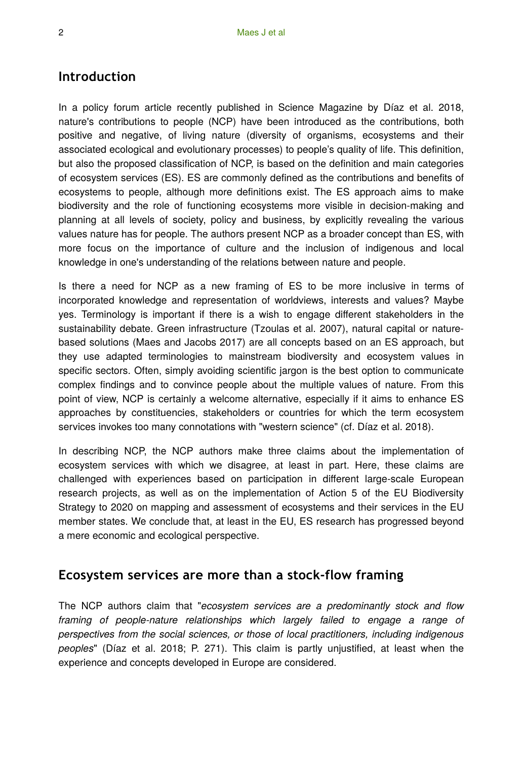## Introduction

In a policy forum article recently published in Science Magazine by Díaz et al. 2018, nature's contributions to people (NCP) have been introduced as the contributions, both positive and negative, of living nature (diversity of organisms, ecosystems and their associated ecological and evolutionary processes) to people's quality of life. This definition, but also the proposed classification of NCP, is based on the definition and main categories of ecosystem services (ES). ES are commonly defined as the contributions and benefits of ecosystems to people, although more definitions exist. The ES approach aims to make biodiversity and the role of functioning ecosystems more visible in decision-making and planning at all levels of society, policy and business, by explicitly revealing the various values nature has for people. The authors present NCP as a broader concept than ES, with more focus on the importance of culture and the inclusion of indigenous and local knowledge in one's understanding of the relations between nature and people.

Is there a need for NCP as a new framing of ES to be more inclusive in terms of incorporated knowledge and representation of worldviews, interests and values? Maybe yes. Terminology is important if there is a wish to engage different stakeholders in the sustainability debate. Green infrastructure (Tzoulas et al. 2007), natural capital or nature-based solutions (Maes and Jacobs 2017) are all concepts based on an ES approach, but they use adapted terminologies to mainstream biodiversity and ecosystem values in specific sectors. Often, simply avoiding scientific jargon is the best option to communicate complex findings and to convince people about the multiple values of nature. From this point of view, NCP is certainly a welcome alternative, especially if it aims to enhance ES approaches by constituencies, stakeholders or countries for which the term ecosystem services invokes too many connotations with "western science" (cf. Díaz et al. 2018).

In describing NCP, the NCP authors make three claims about the implementation of ecosystem services with which we disagree, at least in part. Here, these claims are challenged with experiences based on participation in different large-scale European research projects, as well as on the implementation of Action 5 of the EU Biodiversity Strategy to 2020 on mapping and assessment of ecosystems and their services in the EU member states. We conclude that, at least in the EU, ES research has progressed beyond a mere economic and ecological perspective.

## Ecosystem services are more than a stock-flow framing

The NCP authors claim that "*ecosystem services are a predominantly stock and flow framing of people-nature relationships which largely failed to engage a range of perspectives from the social sciences, or those of local practitioners, including indigenous peoples*" (Díaz et al. 2018; P. 271). This claim is partly unjustified, at least when the experience and concepts developed in Europe are considered.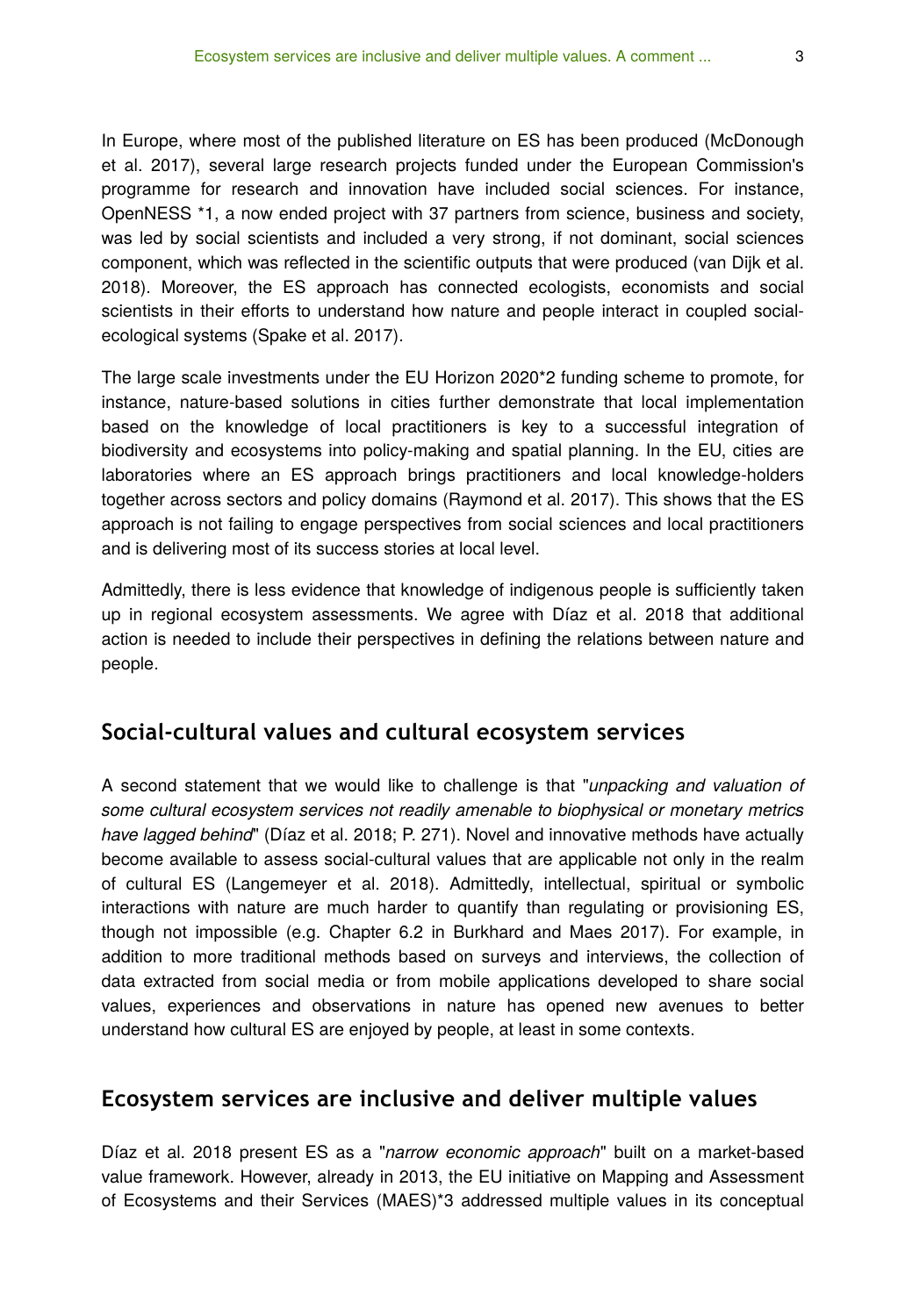In Europe, where most of the published literature on ES has been produced (McDonough et al. 2017), several large research projects funded under the European Commission's programme for research and innovation have included social sciences. For instance, OpenNESS *1, a now ended project with 37 partners from science, business and society, was led by social scientists and included a very strong, if not dominant, social sciences component, which was reflected in the scientific outputs that were produced (van Dijk et al. 2018). Moreover, the ES approach has connected ecologists, economists and social scientists in their efforts to understand how nature and people interact in coupled social-ecological systems (Spake et al. 2017).

The large scale investments under the EU Horizon 2020*2 funding scheme to promote, for instance, nature-based solutions in cities further demonstrate that local implementation based on the knowledge of local practitioners is key to a successful integration of biodiversity and ecosystems into policy-making and spatial planning. In the EU, cities are laboratories where an ES approach brings practitioners and local knowledge-holders together across sectors and policy domains (Raymond et al. 2017). This shows that the ES approach is not failing to engage perspectives from social sciences and local practitioners and is delivering most of its success stories at local level.

Admittedly, there is less evidence that knowledge of indigenous people is sufficiently taken up in regional ecosystem assessments. We agree with Díaz et al. 2018 that additional action is needed to include their perspectives in defining the relations between nature and people.

## Social-cultural values and cultural ecosystem services

A second statement that we would like to challenge is that "*unpacking and valuation of some cultural ecosystem services not readily amenable to biophysical or monetary metrics have lagged behind*" (Díaz et al. 2018; P. 271). Novel and innovative methods have actually become available to assess social-cultural values that are applicable not only in the realm of cultural ES (Langemeyer et al. 2018). Admittedly, intellectual, spiritual or symbolic interactions with nature are much harder to quantify than regulating or provisioning ES, though not impossible (e.g. Chapter 6.2 in Burkhard and Maes 2017). For example, in addition to more traditional methods based on surveys and interviews, the collection of data extracted from social media or from mobile applications developed to share social values, experiences and observations in nature has opened new avenues to better understand how cultural ES are enjoyed by people, at least in some contexts.

## Ecosystem services are inclusive and deliver multiple values

Díaz et al. 2018 present ES as a "*narrow economic approach*" built on a market-based value framework. However, already in 2013, the EU initiative on Mapping and Assessment of Ecosystems and their Services (MAES)*3 addressed multiple values in its conceptual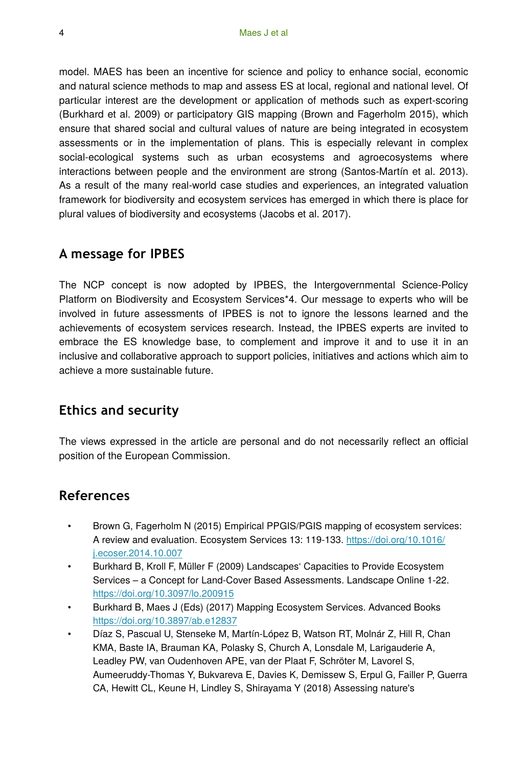model. MAES has been an incentive for science and policy to enhance social, economic and natural science methods to map and assess ES at local, regional and national level. Of particular interest are the development or application of methods such as expert-scoring (Burkhard et al. 2009) or participatory GIS mapping (Brown and Fagerholm 2015), which ensure that shared social and cultural values of nature are being integrated in ecosystem assessments or in the implementation of plans. This is especially relevant in complex social-ecological systems such as urban ecosystems and agroecosystems where interactions between people and the environment are strong (Santos-Martín et al. 2013). As a result of the many real-world case studies and experiences, an integrated valuation framework for biodiversity and ecosystem services has emerged in which there is place for plural values of biodiversity and ecosystems (Jacobs et al. 2017).

## A message for IPBES

The NCP concept is now adopted by IPBES, the Intergovernmental Science-Policy Platform on Biodiversity and Ecosystem Services*4. Our message to experts who will be involved in future assessments of IPBES is not to ignore the lessons learned and the achievements of ecosystem services research. Instead, the IPBES experts are invited to embrace the ES knowledge base, to complement and improve it and to use it in an inclusive and collaborative approach to support policies, initiatives and actions which aim to achieve a more sustainable future.

## Ethics and security

The views expressed in the article are personal and do not necessarily reflect an official position of the European Commission.

## References

- Brown G, Fagerholm N (2015) Empirical PPGIS/PGIS mapping of ecosystem services: A review and evaluation. Ecosystem Services 13: 119-133. https://doi.org/10.1016/j.ecoser.2014.10.007
- Burkhard B, Kroll F, Müller F (2009) Landscapes‘ Capacities to Provide Ecosystem Services – a Concept for Land-Cover Based Assessments. Landscape Online 1-22. https://doi.org/10.3097/lo.200915
- Burkhard B, Maes J (Eds) (2017) Mapping Ecosystem Services. Advanced Books https://doi.org/10.3897/ab.e12837
- Díaz S, Pascual U, Stenseke M, Martín-López B, Watson RT, Molnár Z, Hill R, Chan KMA, Baste IA, Brauman KA, Polasky S, Church A, Lonsdale M, Larigauderie A, Leadley PW, van Oudenhoven APE, van der Plaat F, Schröter M, Lavorel S, Aumeeruddy-Thomas Y, Bukvareva E, Davies K, Demissew S, Erpul G, Failler P, Guerra CA, Hewitt CL, Keune H, Lindley S, Shirayama Y (2018) Assessing nature's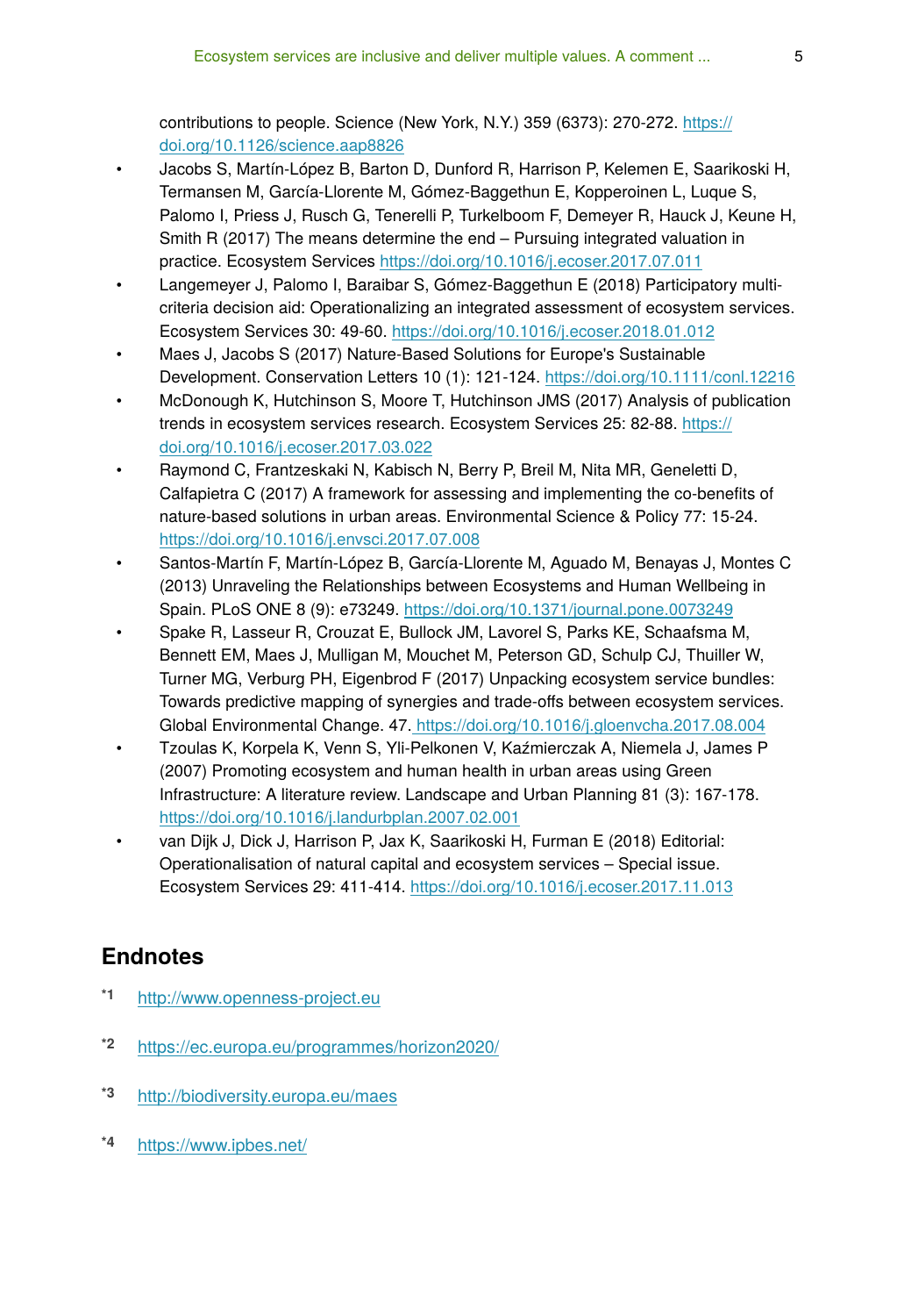contributions to people. Science (New York, N.Y.) 359 (6373): 270-272. https://doi.org/10.1126/science.aap8826

- Jacobs S, Martín-López B, Barton D, Dunford R, Harrison P, Kelemen E, Saarikoski H, Termansen M, García-Llorente M, Gómez-Baggethun E, Kopperoinen L, Luque S, Palomo I, Priess J, Rusch G, Tenerelli P, Turkelboom F, Demeyer R, Hauck J, Keune H, Smith R (2017) The means determine the end – Pursuing integrated valuation in practice. Ecosystem Services https://doi.org/10.1016/j.ecoser.2017.07.011
- Langemeyer J, Palomo I, Baraibar S, Gómez-Baggethun E (2018) Participatory multi-criteria decision aid: Operationalizing an integrated assessment of ecosystem services. Ecosystem Services 30: 49-60. https://doi.org/10.1016/j.ecoser.2018.01.012
- Maes J, Jacobs S (2017) Nature-Based Solutions for Europe's Sustainable Development. Conservation Letters 10 (1): 121-124. https://doi.org/10.1111/conl.12216
- McDonough K, Hutchinson S, Moore T, Hutchinson JMS (2017) Analysis of publication trends in ecosystem services research. Ecosystem Services 25: 82-88. https://doi.org/10.1016/j.ecoser.2017.03.022
- Raymond C, Frantzeskaki N, Kabisch N, Berry P, Breil M, Nita MR, Geneletti D, Calfapietra C (2017) A framework for assessing and implementing the co-benefits of nature-based solutions in urban areas. Environmental Science & Policy 77: 15-24. https://doi.org/10.1016/j.envsci.2017.07.008
- Santos-Martín F, Martín-López B, García-Llorente M, Aguado M, Benayas J, Montes C (2013) Unraveling the Relationships between Ecosystems and Human Wellbeing in Spain. PLoS ONE 8 (9): e73249. https://doi.org/10.1371/journal.pone.0073249
- Spake R, Lasseur R, Crouzat E, Bullock JM, Lavorel S, Parks KE, Schaafsma M, Bennett EM, Maes J, Mulligan M, Mouchet M, Peterson GD, Schulp CJ, Thuiller W, Turner MG, Verburg PH, Eigenbrod F (2017) Unpacking ecosystem service bundles: Towards predictive mapping of synergies and trade-offs between ecosystem services. Global Environmental Change. 47. https://doi.org/10.1016/j.gloenvcha.2017.08.004
- Tzoulas K, Korpela K, Venn S, Yli-Pelkonen V, Kaźmierczak A, Niemela J, James P (2007) Promoting ecosystem and human health in urban areas using Green Infrastructure: A literature review. Landscape and Urban Planning 81 (3): 167-178. https://doi.org/10.1016/j.landurbplan.2007.02.001
- van Dijk J, Dick J, Harrison P, Jax K, Saarikoski H, Furman E (2018) Editorial: Operationalisation of natural capital and ecosystem services – Special issue. Ecosystem Services 29: 411-414. https://doi.org/10.1016/j.ecoser.2017.11.013

## Endnotes

*1 http://www.openness-project.eu

*2 https://ec.europa.eu/programmes/horizon2020/

*3 http://biodiversity.europa.eu/maes

*4 https://www.ipbes.net/